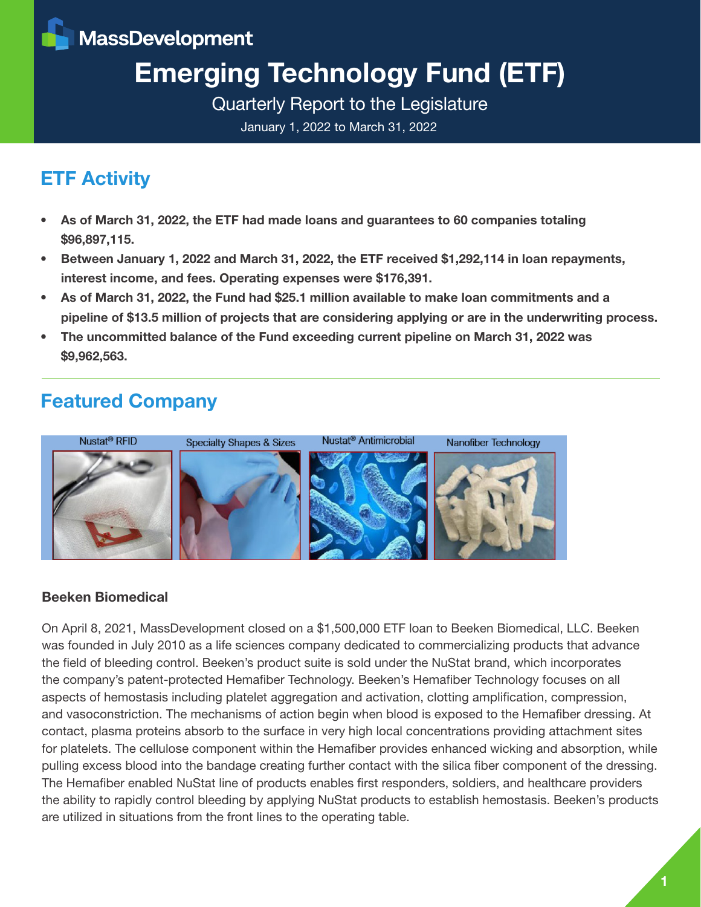MassDevelopment

# Emerging Technology Fund (ETF)

Quarterly Report to the Legislature

January 1, 2022 to March 31, 2022

## ETF Activity

- **As of March 31, 2022, the ETF had made loans and guarantees to 60 companies totaling $96,897,115.**
- **Between January 1, 2022 and March 31, 2022, the ETF received $1,292,114 in loan repayments, interest income, and fees. Operating expenses were $176,391.**
- **As of March 31, 2022, the Fund had $25.1 million available to make loan commitments and a pipeline of $13.5 million of projects that are considering applying or are in the underwriting process.**
- **The uncommitted balance of the Fund exceeding current pipeline on March 31, 2022 was $9,962,563.**

## Featured Company

Nustat® RFID | Specialty Shapes & Sizes | Nustat® Antimicrobial | Nanofiber Technology

### Beeken Biomedical

On April 8, 2021, MassDevelopment closed on a $1,500,000 ETF loan to Beeken Biomedical, LLC. Beeken was founded in July 2010 as a life sciences company dedicated to commercializing products that advance the field of bleeding control. Beeken's product suite is sold under the NuStat brand, which incorporates the company's patent-protected Hemafiber Technology. Beeken's Hemafiber Technology focuses on all aspects of hemostasis including platelet aggregation and activation, clotting amplification, compression, and vasoconstriction. The mechanisms of action begin when blood is exposed to the Hemafiber dressing. At contact, plasma proteins absorb to the surface in very high local concentrations providing attachment sites for platelets. The cellulose component within the Hemafiber provides enhanced wicking and absorption, while pulling excess blood into the bandage creating further contact with the silica fiber component of the dressing. The Hemafiber enabled NuStat line of products enables first responders, soldiers, and healthcare providers the ability to rapidly control bleeding by applying NuStat products to establish hemostasis. Beeken's products are utilized in situations from the front lines to the operating table.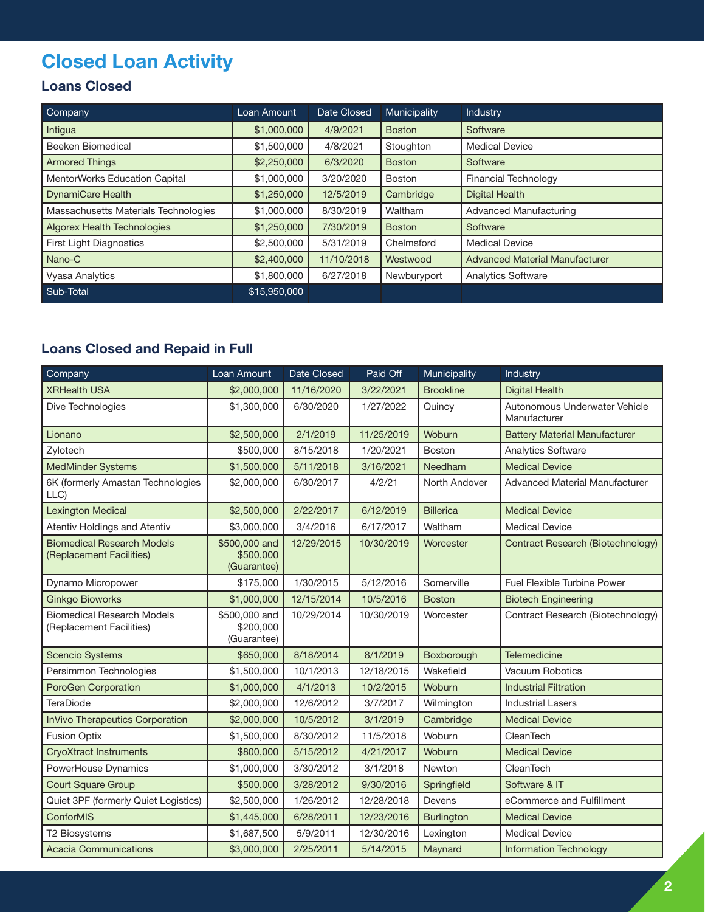# Closed Loan Activity

## Loans Closed

| Company | Loan Amount | Date Closed | Municipality | Industry |
|---|---|---|---|---|
| Intigua | $1,000,000 | 4/9/2021 | Boston | Software |
| Beeken Biomedical | $1,500,000 | 4/8/2021 | Stoughton | Medical Device |
| Armored Things | $2,250,000 | 6/3/2020 | Boston | Software |
| MentorWorks Education Capital | $1,000,000 | 3/20/2020 | Boston | Financial Technology |
| DynamiCare Health | $1,250,000 | 12/5/2019 | Cambridge | Digital Health |
| Massachusetts Materials Technologies | $1,000,000 | 8/30/2019 | Waltham | Advanced Manufacturing |
| Algorex Health Technologies | $1,250,000 | 7/30/2019 | Boston | Software |
| First Light Diagnostics | $2,500,000 | 5/31/2019 | Chelmsford | Medical Device |
| Nano-C | $2,400,000 | 11/10/2018 | Westwood | Advanced Material Manufacturer |
| Vyasa Analytics | $1,800,000 | 6/27/2018 | Newburyport | Analytics Software |
| Sub-Total | $15,950,000 | | | |

## Loans Closed and Repaid in Full

| Company | Loan Amount | Date Closed | Paid Off | Municipality | Industry |
|---|---|---|---|---|---|
| XRHealth USA | $2,000,000 | 11/16/2020 | 3/22/2021 | Brookline | Digital Health |
| Dive Technologies | $1,300,000 | 6/30/2020 | 1/27/2022 | Quincy | Autonomous Underwater Vehicle Manufacturer |
| Lionano | $2,500,000 | 2/1/2019 | 11/25/2019 | Woburn | Battery Material Manufacturer |
| Zylotech | $500,000 | 8/15/2018 | 1/20/2021 | Boston | Analytics Software |
| MedMinder Systems | $1,500,000 | 5/11/2018 | 3/16/2021 | Needham | Medical Device |
| 6K (formerly Amastan Technologies LLC) | $2,000,000 | 6/30/2017 | 4/2/21 | North Andover | Advanced Material Manufacturer |
| Lexington Medical | $2,500,000 | 2/22/2017 | 6/12/2019 | Billerica | Medical Device |
| Atentiv Holdings and Atentiv | $3,000,000 | 3/4/2016 | 6/17/2017 | Waltham | Medical Device |
| Biomedical Research Models (Replacement Facilities) | $500,000 and $500,000 (Guarantee) | 12/29/2015 | 10/30/2019 | Worcester | Contract Research (Biotechnology) |
| Dynamo Micropower | $175,000 | 1/30/2015 | 5/12/2016 | Somerville | Fuel Flexible Turbine Power |
| Ginkgo Bioworks | $1,000,000 | 12/15/2014 | 10/5/2016 | Boston | Biotech Engineering |
| Biomedical Research Models (Replacement Facilities) | $500,000 and $200,000 (Guarantee) | 10/29/2014 | 10/30/2019 | Worcester | Contract Research (Biotechnology) |
| Scencio Systems | $650,000 | 8/18/2014 | 8/1/2019 | Boxborough | Telemedicine |
| Persimmon Technologies | $1,500,000 | 10/1/2013 | 12/18/2015 | Wakefield | Vacuum Robotics |
| PoroGen Corporation | $1,000,000 | 4/1/2013 | 10/2/2015 | Woburn | Industrial Filtration |
| TeraDiode | $2,000,000 | 12/6/2012 | 3/7/2017 | Wilmington | Industrial Lasers |
| InVivo Therapeutics Corporation | $2,000,000 | 10/5/2012 | 3/1/2019 | Cambridge | Medical Device |
| Fusion Optix | $1,500,000 | 8/30/2012 | 11/5/2018 | Woburn | CleanTech |
| CryoXtract Instruments | $800,000 | 5/15/2012 | 4/21/2017 | Woburn | Medical Device |
| PowerHouse Dynamics | $1,000,000 | 3/30/2012 | 3/1/2018 | Newton | CleanTech |
| Court Square Group | $500,000 | 3/28/2012 | 9/30/2016 | Springfield | Software & IT |
| Quiet 3PF (formerly Quiet Logistics) | $2,500,000 | 1/26/2012 | 12/28/2018 | Devens | eCommerce and Fulfillment |
| ConforMIS | $1,445,000 | 6/28/2011 | 12/23/2016 | Burlington | Medical Device |
| T2 Biosystems | $1,687,500 | 5/9/2011 | 12/30/2016 | Lexington | Medical Device |
| Acacia Communications | $3,000,000 | 2/25/2011 | 5/14/2015 | Maynard | Information Technology |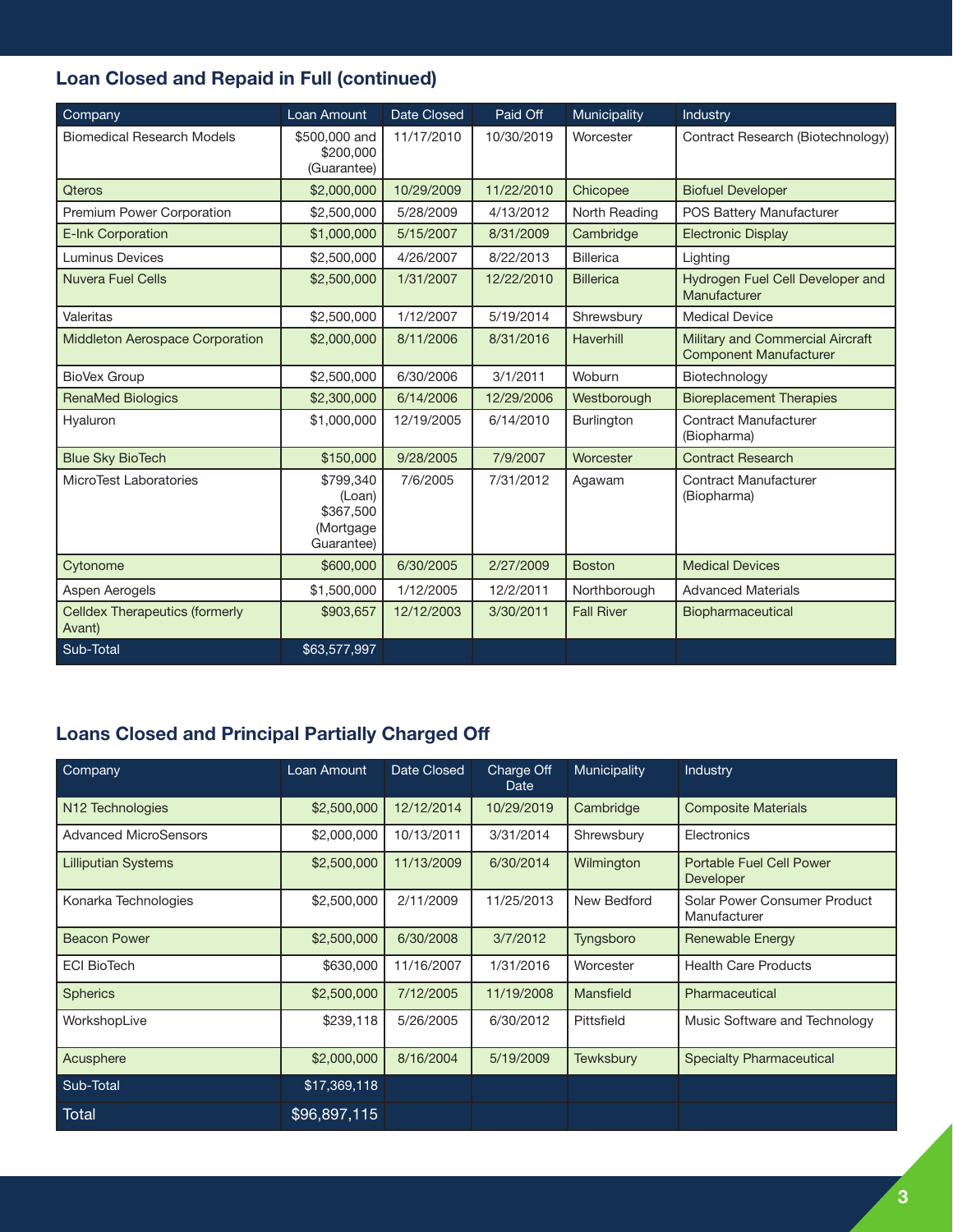## Loan Closed and Repaid in Full (continued)

| Company | Loan Amount | Date Closed | Paid Off | Municipality | Industry |
|---|---|---|---|---|---|
| Biomedical Research Models | $500,000 and $200,000 (Guarantee) | 11/17/2010 | 10/30/2019 | Worcester | Contract Research (Biotechnology) |
| Qteros | $2,000,000 | 10/29/2009 | 11/22/2010 | Chicopee | Biofuel Developer |
| Premium Power Corporation | $2,500,000 | 5/28/2009 | 4/13/2012 | North Reading | POS Battery Manufacturer |
| E-Ink Corporation | $1,000,000 | 5/15/2007 | 8/31/2009 | Cambridge | Electronic Display |
| Luminus Devices | $2,500,000 | 4/26/2007 | 8/22/2013 | Billerica | Lighting |
| Nuvera Fuel Cells | $2,500,000 | 1/31/2007 | 12/22/2010 | Billerica | Hydrogen Fuel Cell Developer and Manufacturer |
| Valeritas | $2,500,000 | 1/12/2007 | 5/19/2014 | Shrewsbury | Medical Device |
| Middleton Aerospace Corporation | $2,000,000 | 8/11/2006 | 8/31/2016 | Haverhill | Military and Commercial Aircraft Component Manufacturer |
| BioVex Group | $2,500,000 | 6/30/2006 | 3/1/2011 | Woburn | Biotechnology |
| RenaMed Biologics | $2,300,000 | 6/14/2006 | 12/29/2006 | Westborough | Bioreplacement Therapies |
| Hyaluron | $1,000,000 | 12/19/2005 | 6/14/2010 | Burlington | Contract Manufacturer (Biopharma) |
| Blue Sky BioTech | $150,000 | 9/28/2005 | 7/9/2007 | Worcester | Contract Research |
| MicroTest Laboratories | $799,340 (Loan) $367,500 (Mortgage Guarantee) | 7/6/2005 | 7/31/2012 | Agawam | Contract Manufacturer (Biopharma) |
| Cytonome | $600,000 | 6/30/2005 | 2/27/2009 | Boston | Medical Devices |
| Aspen Aerogels | $1,500,000 | 1/12/2005 | 12/2/2011 | Northborough | Advanced Materials |
| Celldex Therapeutics (formerly Avant) | $903,657 | 12/12/2003 | 3/30/2011 | Fall River | Biopharmaceutical |
| Sub-Total | $63,577,997 | | | | |

## Loans Closed and Principal Partially Charged Off

| Company | Loan Amount | Date Closed | Charge Off Date | Municipality | Industry |
|---|---|---|---|---|---|
| N12 Technologies | $2,500,000 | 12/12/2014 | 10/29/2019 | Cambridge | Composite Materials |
| Advanced MicroSensors | $2,000,000 | 10/13/2011 | 3/31/2014 | Shrewsbury | Electronics |
| Lilliputian Systems | $2,500,000 | 11/13/2009 | 6/30/2014 | Wilmington | Portable Fuel Cell Power Developer |
| Konarka Technologies | $2,500,000 | 2/11/2009 | 11/25/2013 | New Bedford | Solar Power Consumer Product Manufacturer |
| Beacon Power | $2,500,000 | 6/30/2008 | 3/7/2012 | Tyngsboro | Renewable Energy |
| ECI BioTech | $630,000 | 11/16/2007 | 1/31/2016 | Worcester | Health Care Products |
| Spherics | $2,500,000 | 7/12/2005 | 11/19/2008 | Mansfield | Pharmaceutical |
| WorkshopLive | $239,118 | 5/26/2005 | 6/30/2012 | Pittsfield | Music Software and Technology |
| Acusphere | $2,000,000 | 8/16/2004 | 5/19/2009 | Tewksbury | Specialty Pharmaceutical |
| Sub-Total | $17,369,118 | | | | |
| Total | $96,897,115 | | | | |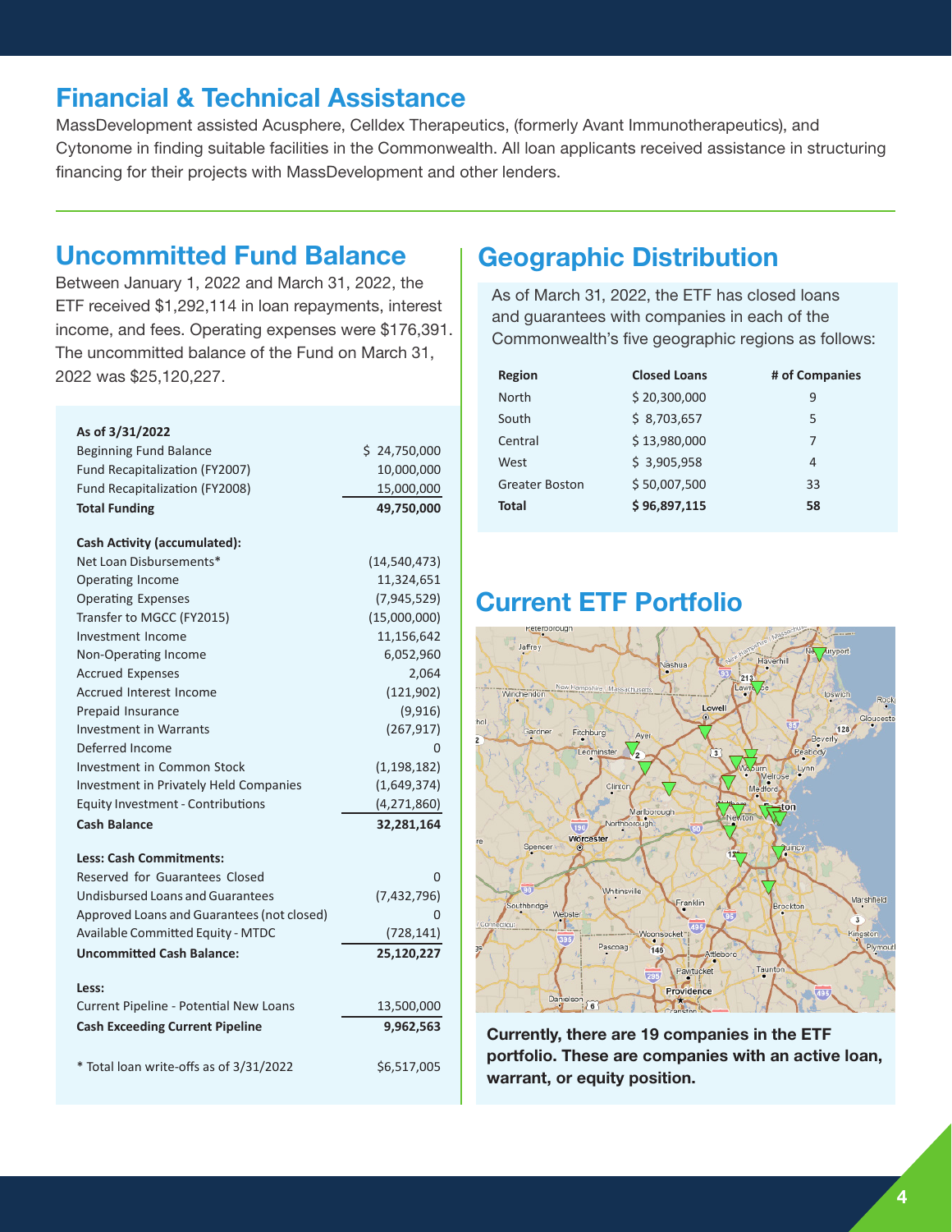## Financial & Technical Assistance

MassDevelopment assisted Acusphere, Celldex Therapeutics, (formerly Avant Immunotherapeutics), and Cytonome in finding suitable facilities in the Commonwealth. All loan applicants received assistance in structuring financing for their projects with MassDevelopment and other lenders.

## Uncommitted Fund Balance

Between January 1, 2022 and March 31, 2022, the ETF received $1,292,114 in loan repayments, interest income, and fees. Operating expenses were $176,391. The uncommitted balance of the Fund on March 31, 2022 was $25,120,227.

| **As of 3/31/2022** | |
|---|---|
| Beginning Fund Balance | $ 24,750,000 |
| Fund Recapitalization (FY2007) | 10,000,000 |
| Fund Recapitalization (FY2008) | 15,000,000 |
| **Total Funding** | **49,750,000** |
| **Cash Activity (accumulated):** | |
| Net Loan Disbursements* | (14,540,473) |
| Operating Income | 11,324,651 |
| Operating Expenses | (7,945,529) |
| Transfer to MGCC (FY2015) | (15,000,000) |
| Investment Income | 11,156,642 |
| Non-Operating Income | 6,052,960 |
| Accrued Expenses | 2,064 |
| Accrued Interest Income | (121,902) |
| Prepaid Insurance | (9,916) |
| Investment in Warrants | (267,917) |
| Deferred Income | 0 |
| Investment in Common Stock | (1,198,182) |
| Investment in Privately Held Companies | (1,649,374) |
| Equity Investment - Contributions | (4,271,860) |
| **Cash Balance** | **32,281,164** |
| **Less: Cash Commitments:** | |
| Reserved for Guarantees Closed | 0 |
| Undisbursed Loans and Guarantees | (7,432,796) |
| Approved Loans and Guarantees (not closed) | 0 |
| Available Committed Equity - MTDC | (728,141) |
| **Uncommitted Cash Balance:** | **25,120,227** |
| **Less:** | |
| Current Pipeline - Potential New Loans | 13,500,000 |
| **Cash Exceeding Current Pipeline** | **9,962,563** |
| * Total loan write-offs as of 3/31/2022 | $6,517,005 |

## Geographic Distribution

As of March 31, 2022, the ETF has closed loans and guarantees with companies in each of the Commonwealth's five geographic regions as follows:

| Region | Closed Loans | # of Companies |
|---|---|---|
| North | $ 20,300,000 | 9 |
| South | $ 8,703,657 | 5 |
| Central | $ 13,980,000 | 7 |
| West | $ 3,905,958 | 4 |
| Greater Boston | $ 50,007,500 | 33 |
| **Total** | **$ 96,897,115** | **58** |

## Current ETF Portfolio

**Currently, there are 19 companies in the ETF portfolio. These are companies with an active loan, warrant, or equity position.**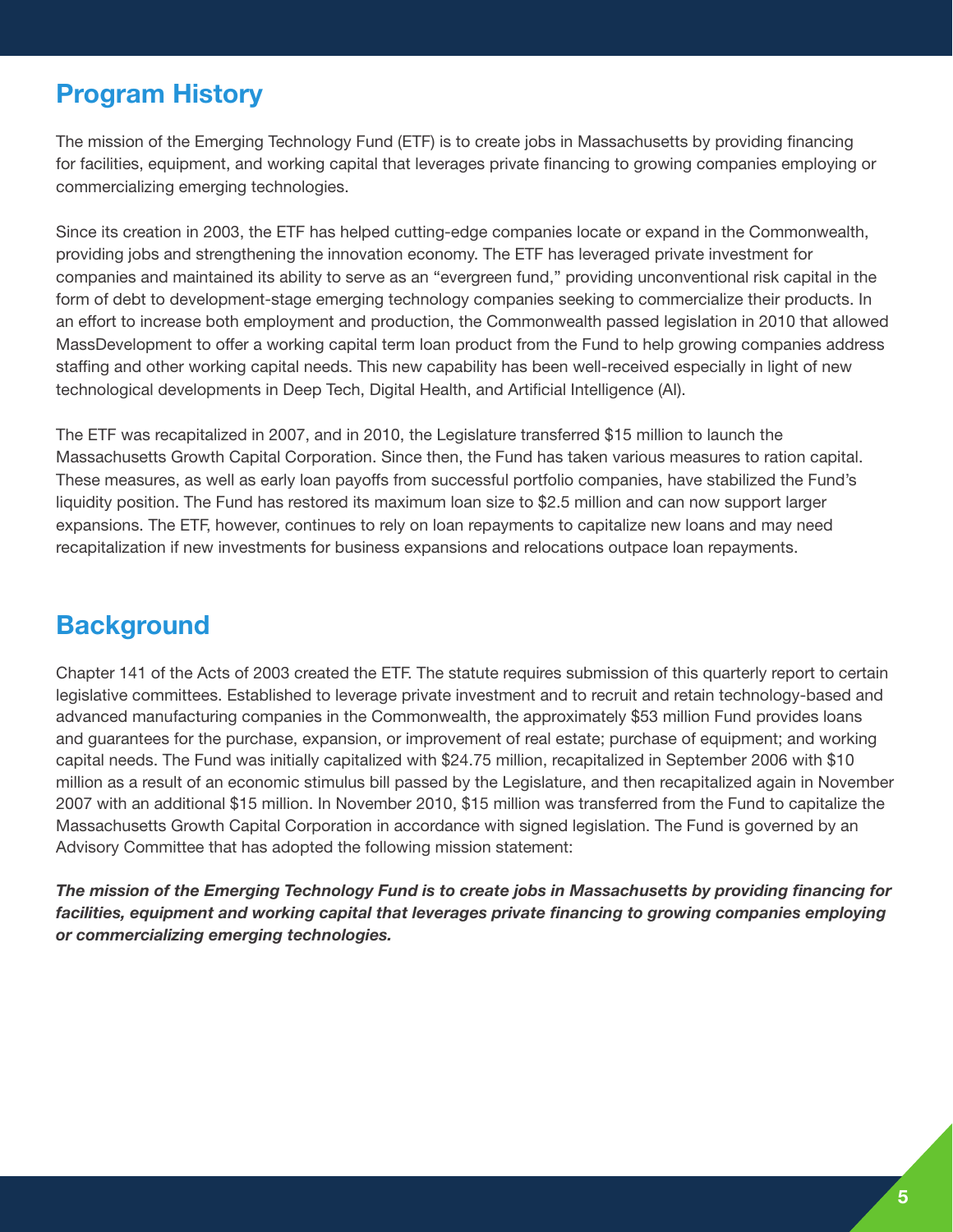## Program History

The mission of the Emerging Technology Fund (ETF) is to create jobs in Massachusetts by providing financing for facilities, equipment, and working capital that leverages private financing to growing companies employing or commercializing emerging technologies.

Since its creation in 2003, the ETF has helped cutting-edge companies locate or expand in the Commonwealth, providing jobs and strengthening the innovation economy. The ETF has leveraged private investment for companies and maintained its ability to serve as an "evergreen fund," providing unconventional risk capital in the form of debt to development-stage emerging technology companies seeking to commercialize their products. In an effort to increase both employment and production, the Commonwealth passed legislation in 2010 that allowed MassDevelopment to offer a working capital term loan product from the Fund to help growing companies address staffing and other working capital needs. This new capability has been well-received especially in light of new technological developments in Deep Tech, Digital Health, and Artificial Intelligence (AI).

The ETF was recapitalized in 2007, and in 2010, the Legislature transferred $15 million to launch the Massachusetts Growth Capital Corporation. Since then, the Fund has taken various measures to ration capital. These measures, as well as early loan payoffs from successful portfolio companies, have stabilized the Fund's liquidity position. The Fund has restored its maximum loan size to $2.5 million and can now support larger expansions. The ETF, however, continues to rely on loan repayments to capitalize new loans and may need recapitalization if new investments for business expansions and relocations outpace loan repayments.

## Background

Chapter 141 of the Acts of 2003 created the ETF. The statute requires submission of this quarterly report to certain legislative committees. Established to leverage private investment and to recruit and retain technology-based and advanced manufacturing companies in the Commonwealth, the approximately $53 million Fund provides loans and guarantees for the purchase, expansion, or improvement of real estate; purchase of equipment; and working capital needs. The Fund was initially capitalized with $24.75 million, recapitalized in September 2006 with $10 million as a result of an economic stimulus bill passed by the Legislature, and then recapitalized again in November 2007 with an additional $15 million. In November 2010, $15 million was transferred from the Fund to capitalize the Massachusetts Growth Capital Corporation in accordance with signed legislation. The Fund is governed by an Advisory Committee that has adopted the following mission statement:

***The mission of the Emerging Technology Fund is to create jobs in Massachusetts by providing financing for facilities, equipment and working capital that leverages private financing to growing companies employing or commercializing emerging technologies.***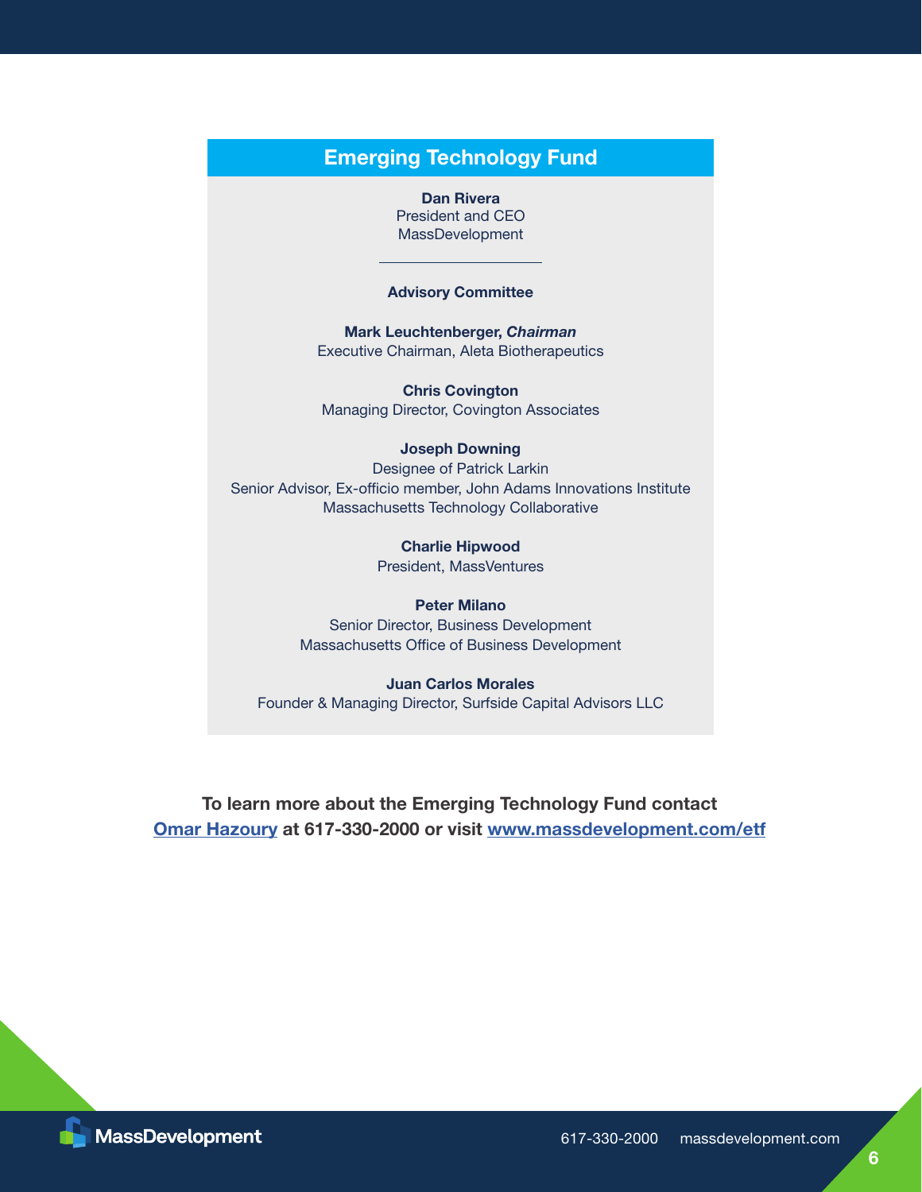## Emerging Technology Fund

**Dan Rivera**
President and CEO
MassDevelopment

---

**Advisory Committee**

**Mark Leuchtenberger, *Chairman***
Executive Chairman, Aleta Biotherapeutics

**Chris Covington**
Managing Director, Covington Associates

**Joseph Downing**
Designee of Patrick Larkin
Senior Advisor, Ex-officio member, John Adams Innovations Institute
Massachusetts Technology Collaborative

**Charlie Hipwood**
President, MassVentures

**Peter Milano**
Senior Director, Business Development
Massachusetts Office of Business Development

**Juan Carlos Morales**
Founder & Managing Director, Surfside Capital Advisors LLC

**To learn more about the Emerging Technology Fund contact [Omar Hazoury](#) at 617-330-2000 or visit [www.massdevelopment.com/etf](http://www.massdevelopment.com/etf)**